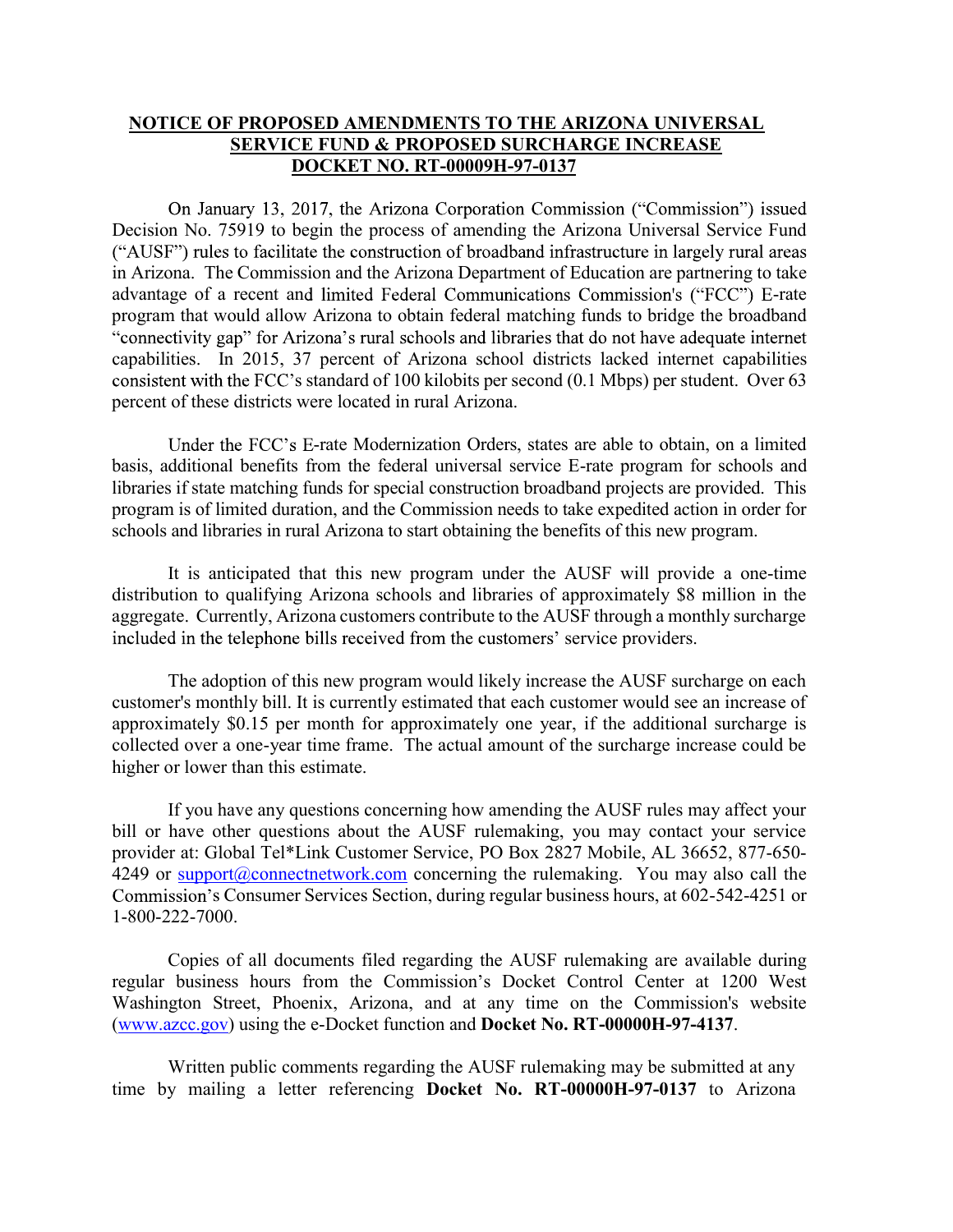**NOTICE OF PROPOSED AMENDMENTS TO THE ARIZONA UNIVERSAL SERVICE FUND & PROPOSED SURCHARGE INCREASE**
**DOCKET NO. RT-00009H-97-0137**

On January 13, 2017, the Arizona Corporation Commission ("Commission") issued Decision No. 75919 to begin the process of amending the Arizona Universal Service Fund ("AUSF") rules to facilitate the construction of broadband infrastructure in largely rural areas in Arizona. The Commission and the Arizona Department of Education are partnering to take advantage of a recent and limited Federal Communications Commission's ("FCC") E-rate program that would allow Arizona to obtain federal matching funds to bridge the broadband "connectivity gap" for Arizona's rural schools and libraries that do not have adequate internet capabilities. In 2015, 37 percent of Arizona school districts lacked internet capabilities consistent with the FCC's standard of 100 kilobits per second (0.1 Mbps) per student. Over 63 percent of these districts were located in rural Arizona.

Under the FCC's E-rate Modernization Orders, states are able to obtain, on a limited basis, additional benefits from the federal universal service E-rate program for schools and libraries if state matching funds for special construction broadband projects are provided. This program is of limited duration, and the Commission needs to take expedited action in order for schools and libraries in rural Arizona to start obtaining the benefits of this new program.

It is anticipated that this new program under the AUSF will provide a one-time distribution to qualifying Arizona schools and libraries of approximately $8 million in the aggregate. Currently, Arizona customers contribute to the AUSF through a monthly surcharge included in the telephone bills received from the customers' service providers.

The adoption of this new program would likely increase the AUSF surcharge on each customer's monthly bill. It is currently estimated that each customer would see an increase of approximately $0.15 per month for approximately one year, if the additional surcharge is collected over a one-year time frame. The actual amount of the surcharge increase could be higher or lower than this estimate.

If you have any questions concerning how amending the AUSF rules may affect your bill or have other questions about the AUSF rulemaking, you may contact your service provider at: Global Tel*Link Customer Service, PO Box 2827 Mobile, AL 36652, 877-650-4249 or support@connectnetwork.com concerning the rulemaking. You may also call the Commission's Consumer Services Section, during regular business hours, at 602-542-4251 or 1-800-222-7000.

Copies of all documents filed regarding the AUSF rulemaking are available during regular business hours from the Commission's Docket Control Center at 1200 West Washington Street, Phoenix, Arizona, and at any time on the Commission's website (www.azcc.gov) using the e-Docket function and **Docket No. RT-00000H-97-4137**.

Written public comments regarding the AUSF rulemaking may be submitted at any time by mailing a letter referencing **Docket No. RT-00000H-97-0137** to Arizona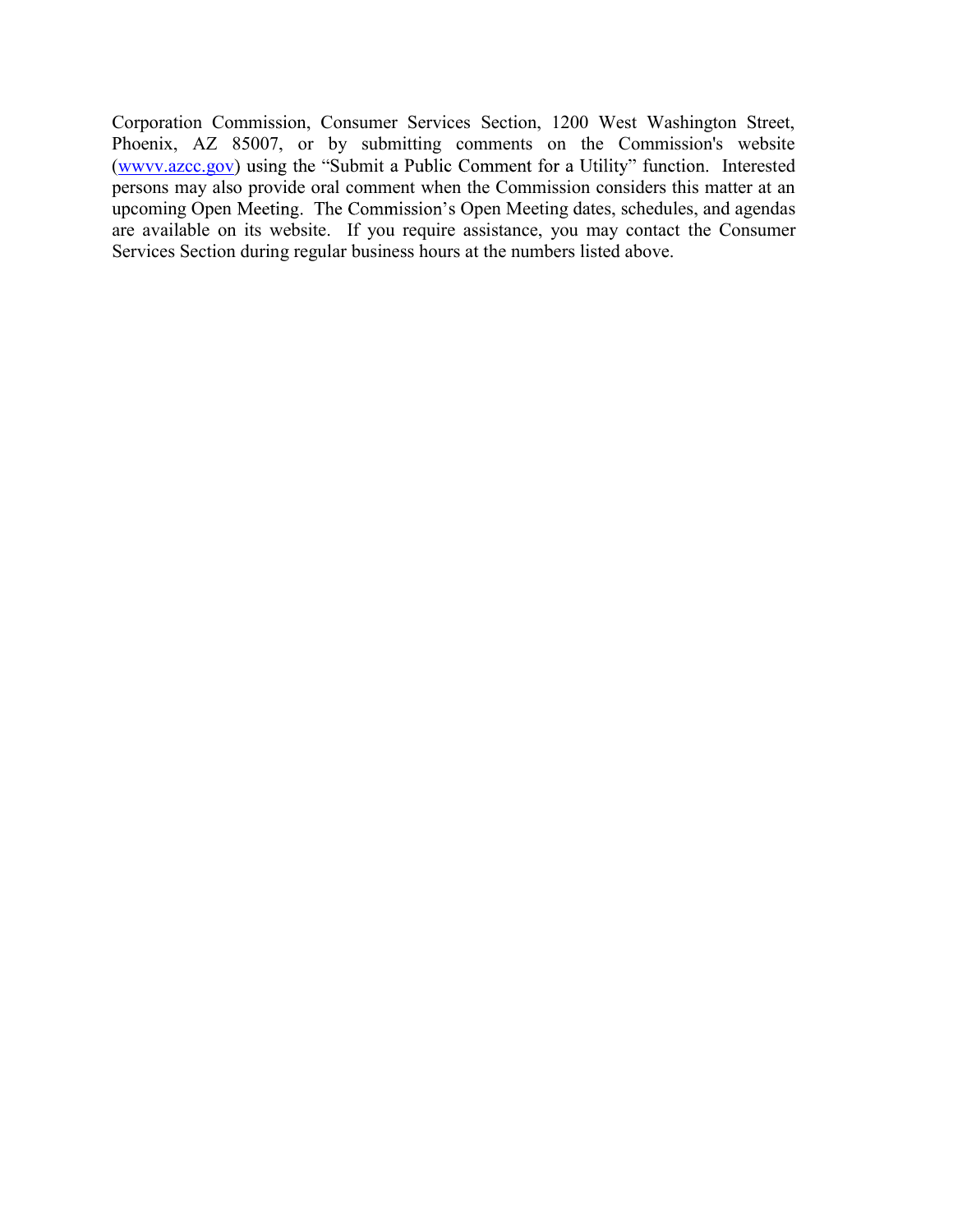Corporation Commission, Consumer Services Section, 1200 West Washington Street, Phoenix, AZ 85007, or by submitting comments on the Commission's website ([wwvv.azcc.gov](wwvv.azcc.gov)) using the “Submit a Public Comment for a Utility” function. Interested persons may also provide oral comment when the Commission considers this matter at an upcoming Open Meeting. The Commission’s Open Meeting dates, schedules, and agendas are available on its website. If you require assistance, you may contact the Consumer Services Section during regular business hours at the numbers listed above.